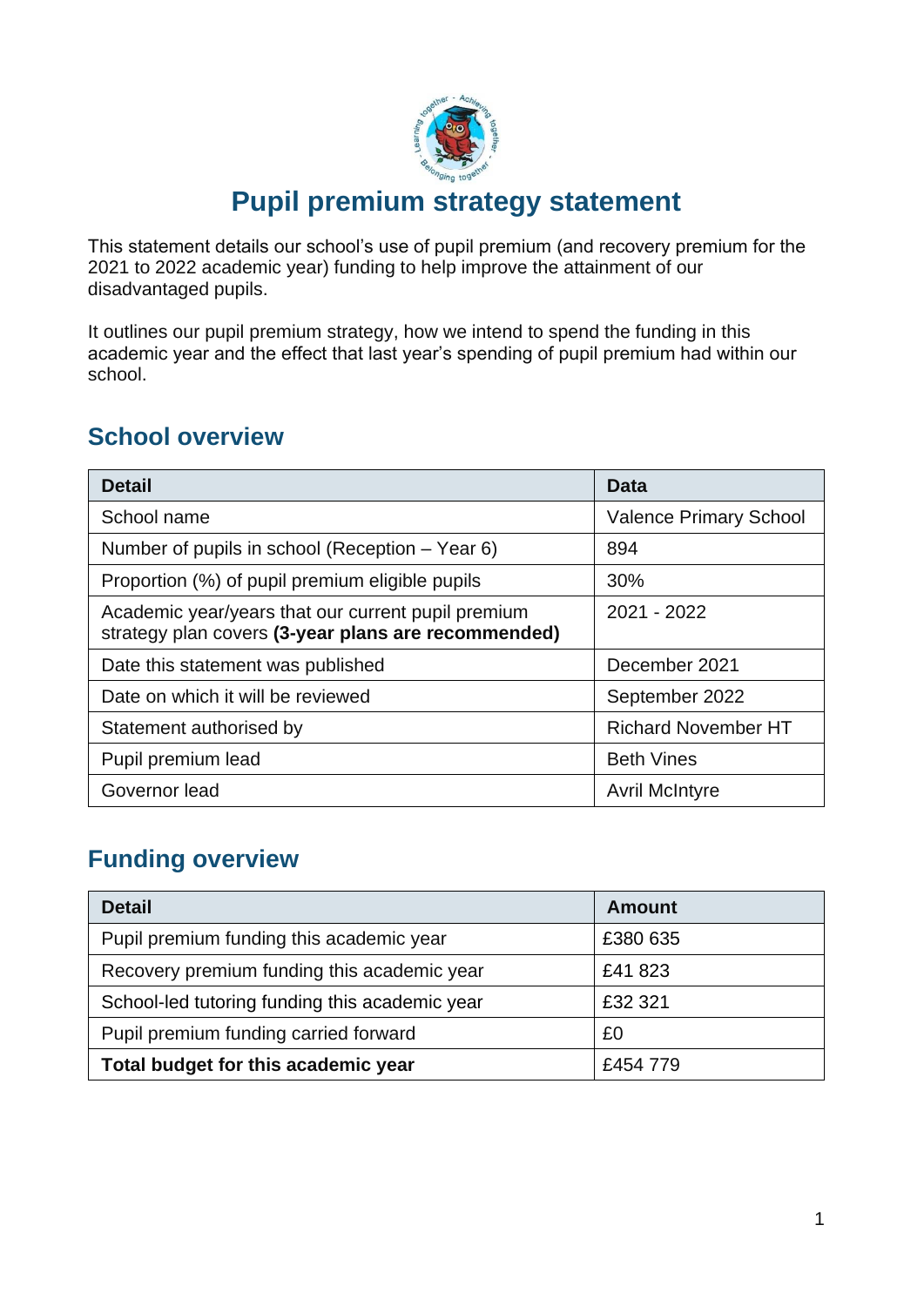# Pupil premium strategy statement

This statement details our school's use of pupil premium (and recovery premium for the 2021 to 2022 academic year) funding to help improve the attainment of our disadvantaged pupils.

It outlines our pupil premium strategy, how we intend to spend the funding in this academic year and the effect that last year's spending of pupil premium had within our school.

## School overview

| Detail | Data |
|---|---|
| School name | Valence Primary School |
| Number of pupils in school (Reception – Year 6) | 894 |
| Proportion (%) of pupil premium eligible pupils | 30% |
| Academic year/years that our current pupil premium strategy plan covers **(3-year plans are recommended)** | 2021 - 2022 |
| Date this statement was published | December 2021 |
| Date on which it will be reviewed | September 2022 |
| Statement authorised by | Richard November HT |
| Pupil premium lead | Beth Vines |
| Governor lead | Avril McIntyre |

## Funding overview

| Detail | Amount |
|---|---|
| Pupil premium funding this academic year | £380 635 |
| Recovery premium funding this academic year | £41 823 |
| School-led tutoring funding this academic year | £32 321 |
| Pupil premium funding carried forward | £0 |
| **Total budget for this academic year** | £454 779 |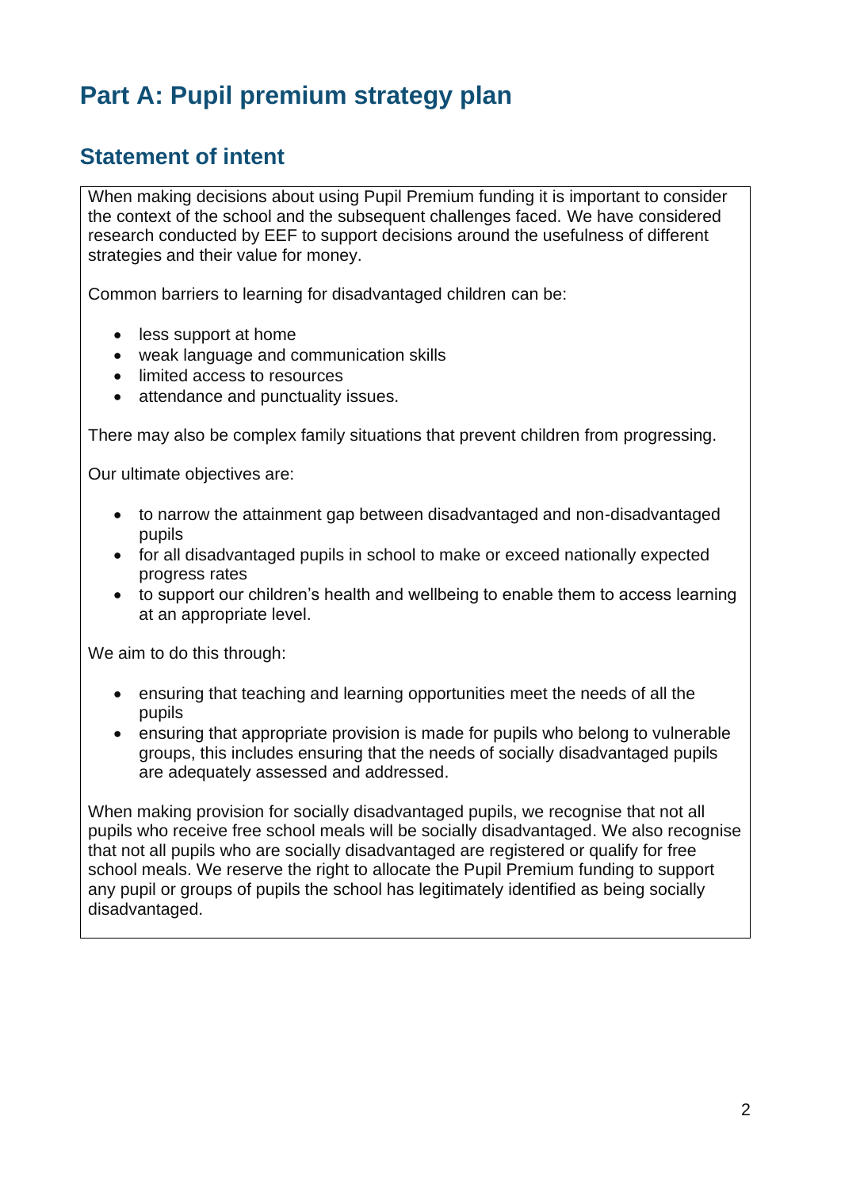# Part A: Pupil premium strategy plan

## Statement of intent

When making decisions about using Pupil Premium funding it is important to consider the context of the school and the subsequent challenges faced. We have considered research conducted by EEF to support decisions around the usefulness of different strategies and their value for money.

Common barriers to learning for disadvantaged children can be:

- less support at home
- weak language and communication skills
- limited access to resources
- attendance and punctuality issues.

There may also be complex family situations that prevent children from progressing.

Our ultimate objectives are:

- to narrow the attainment gap between disadvantaged and non-disadvantaged pupils
- for all disadvantaged pupils in school to make or exceed nationally expected progress rates
- to support our children's health and wellbeing to enable them to access learning at an appropriate level.

We aim to do this through:

- ensuring that teaching and learning opportunities meet the needs of all the pupils
- ensuring that appropriate provision is made for pupils who belong to vulnerable groups, this includes ensuring that the needs of socially disadvantaged pupils are adequately assessed and addressed.

When making provision for socially disadvantaged pupils, we recognise that not all pupils who receive free school meals will be socially disadvantaged. We also recognise that not all pupils who are socially disadvantaged are registered or qualify for free school meals. We reserve the right to allocate the Pupil Premium funding to support any pupil or groups of pupils the school has legitimately identified as being socially disadvantaged.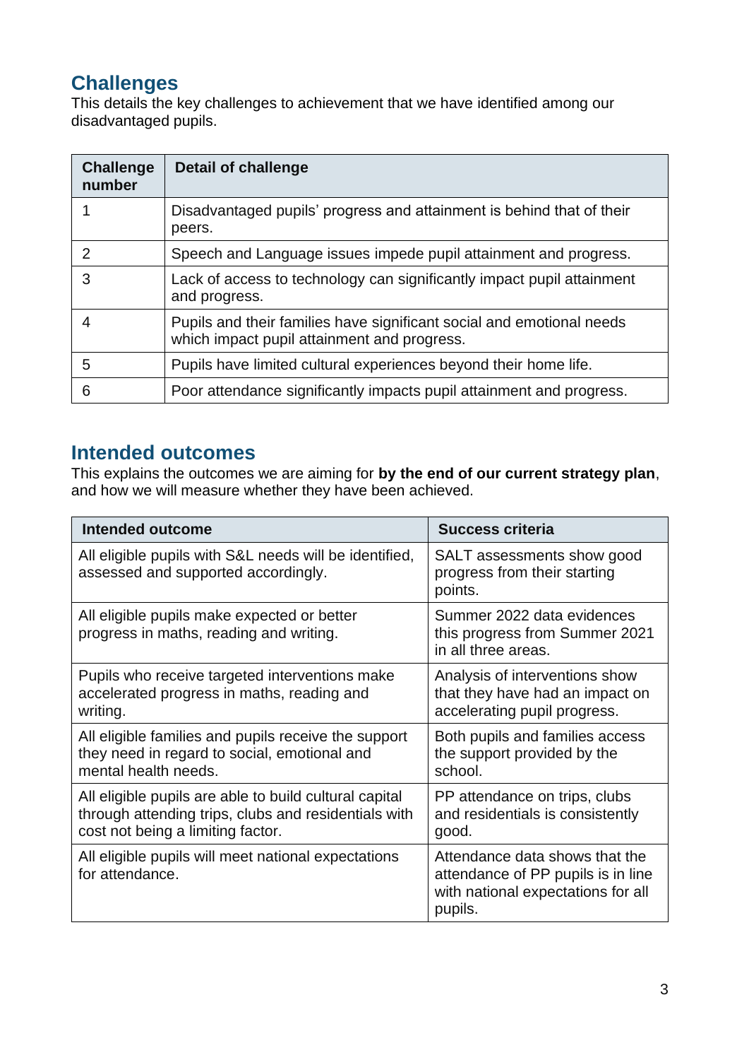## Challenges

This details the key challenges to achievement that we have identified among our disadvantaged pupils.

| Challenge number | Detail of challenge |
| --- | --- |
| 1 | Disadvantaged pupils' progress and attainment is behind that of their peers. |
| 2 | Speech and Language issues impede pupil attainment and progress. |
| 3 | Lack of access to technology can significantly impact pupil attainment and progress. |
| 4 | Pupils and their families have significant social and emotional needs which impact pupil attainment and progress. |
| 5 | Pupils have limited cultural experiences beyond their home life. |
| 6 | Poor attendance significantly impacts pupil attainment and progress. |

## Intended outcomes

This explains the outcomes we are aiming for **by the end of our current strategy plan**, and how we will measure whether they have been achieved.

| Intended outcome | Success criteria |
| --- | --- |
| All eligible pupils with S&L needs will be identified, assessed and supported accordingly. | SALT assessments show good progress from their starting points. |
| All eligible pupils make expected or better progress in maths, reading and writing. | Summer 2022 data evidences this progress from Summer 2021 in all three areas. |
| Pupils who receive targeted interventions make accelerated progress in maths, reading and writing. | Analysis of interventions show that they have had an impact on accelerating pupil progress. |
| All eligible families and pupils receive the support they need in regard to social, emotional and mental health needs. | Both pupils and families access the support provided by the school. |
| All eligible pupils are able to build cultural capital through attending trips, clubs and residentials with cost not being a limiting factor. | PP attendance on trips, clubs and residentials is consistently good. |
| All eligible pupils will meet national expectations for attendance. | Attendance data shows that the attendance of PP pupils is in line with national expectations for all pupils. |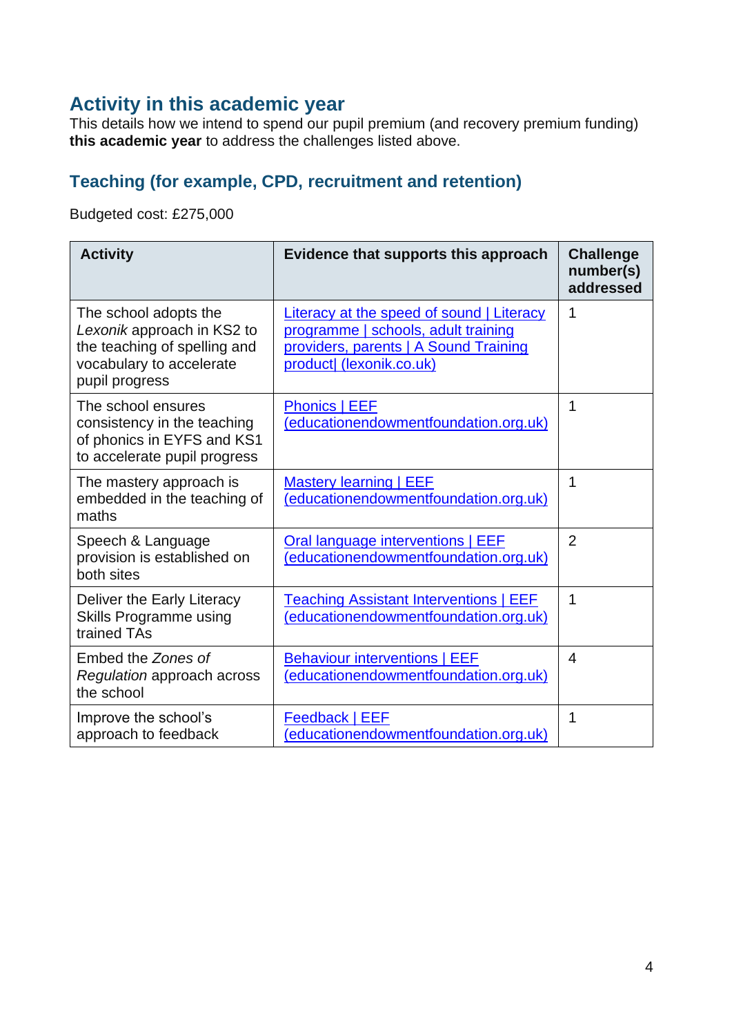## Activity in this academic year

This details how we intend to spend our pupil premium (and recovery premium funding) **this academic year** to address the challenges listed above.

### Teaching (for example, CPD, recruitment and retention)

Budgeted cost: £275,000

| Activity | Evidence that supports this approach | Challenge number(s) addressed |
|---|---|---|
| The school adopts the *Lexonik* approach in KS2 to the teaching of spelling and vocabulary to accelerate pupil progress | Literacy at the speed of sound \| Literacy programme \| schools, adult training providers, parents \| A Sound Training product\| (lexonik.co.uk) | 1 |
| The school ensures consistency in the teaching of phonics in EYFS and KS1 to accelerate pupil progress | Phonics \| EEF (educationendowmentfoundation.org.uk) | 1 |
| The mastery approach is embedded in the teaching of maths | Mastery learning \| EEF (educationendowmentfoundation.org.uk) | 1 |
| Speech & Language provision is established on both sites | Oral language interventions \| EEF (educationendowmentfoundation.org.uk) | 2 |
| Deliver the Early Literacy Skills Programme using trained TAs | Teaching Assistant Interventions \| EEF (educationendowmentfoundation.org.uk) | 1 |
| Embed the *Zones of Regulation* approach across the school | Behaviour interventions \| EEF (educationendowmentfoundation.org.uk) | 4 |
| Improve the school's approach to feedback | Feedback \| EEF (educationendowmentfoundation.org.uk) | 1 |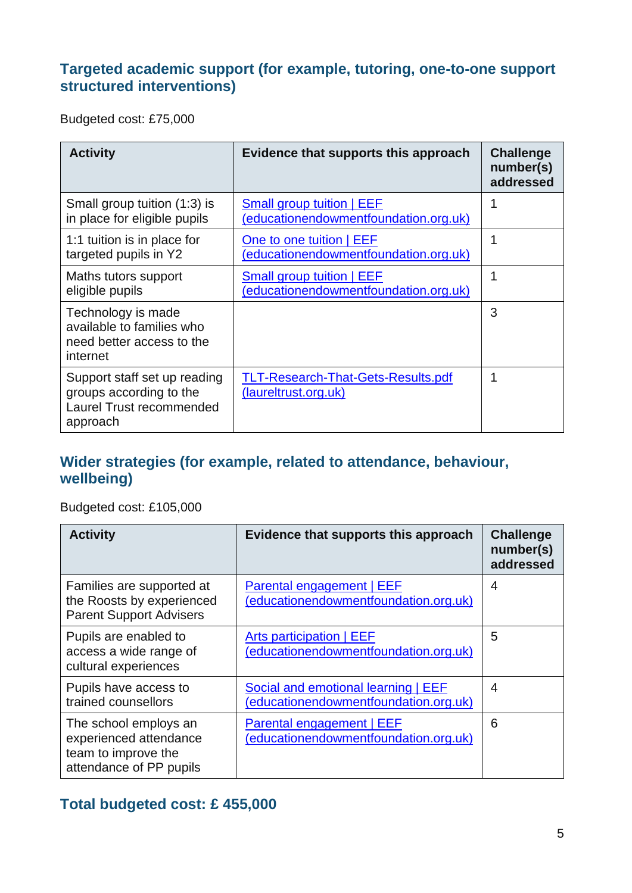## Targeted academic support (for example, tutoring, one-to-one support structured interventions)

Budgeted cost: £75,000

| Activity | Evidence that supports this approach | Challenge number(s) addressed |
|---|---|---|
| Small group tuition (1:3) is in place for eligible pupils | Small group tuition \| EEF (educationendowmentfoundation.org.uk) | 1 |
| 1:1 tuition is in place for targeted pupils in Y2 | One to one tuition \| EEF (educationendowmentfoundation.org.uk) | 1 |
| Maths tutors support eligible pupils | Small group tuition \| EEF (educationendowmentfoundation.org.uk) | 1 |
| Technology is made available to families who need better access to the internet | | 3 |
| Support staff set up reading groups according to the Laurel Trust recommended approach | TLT-Research-That-Gets-Results.pdf (laureltrust.org.uk) | 1 |

## Wider strategies (for example, related to attendance, behaviour, wellbeing)

Budgeted cost: £105,000

| Activity | Evidence that supports this approach | Challenge number(s) addressed |
|---|---|---|
| Families are supported at the Roosts by experienced Parent Support Advisers | Parental engagement \| EEF (educationendowmentfoundation.org.uk) | 4 |
| Pupils are enabled to access a wide range of cultural experiences | Arts participation \| EEF (educationendowmentfoundation.org.uk) | 5 |
| Pupils have access to trained counsellors | Social and emotional learning \| EEF (educationendowmentfoundation.org.uk) | 4 |
| The school employs an experienced attendance team to improve the attendance of PP pupils | Parental engagement \| EEF (educationendowmentfoundation.org.uk) | 6 |

## Total budgeted cost: £ 455,000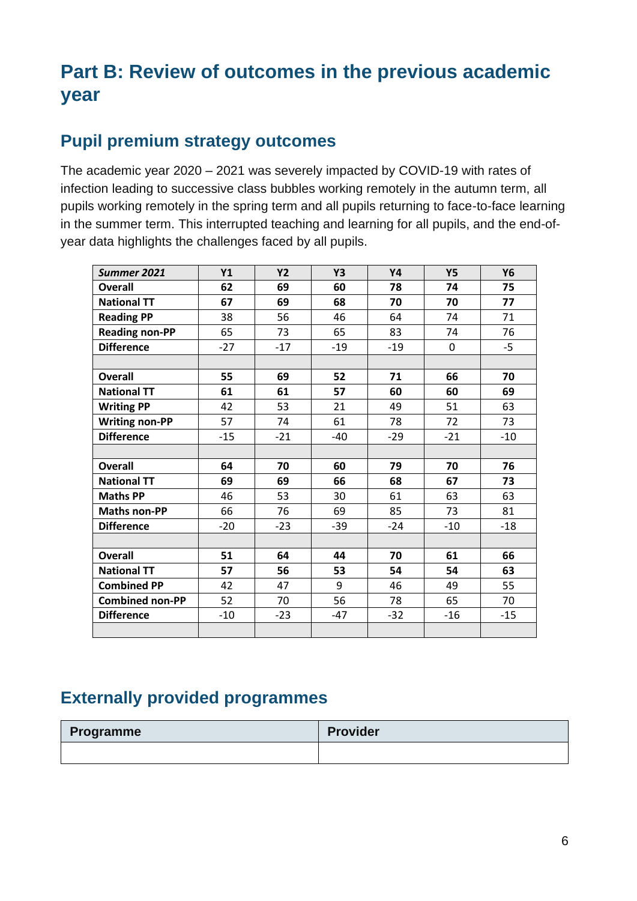# Part B: Review of outcomes in the previous academic year

## Pupil premium strategy outcomes

The academic year 2020 – 2021 was severely impacted by COVID-19 with rates of infection leading to successive class bubbles working remotely in the autumn term, all pupils working remotely in the spring term and all pupils returning to face-to-face learning in the summer term. This interrupted teaching and learning for all pupils, and the end-of-year data highlights the challenges faced by all pupils.

| ***Summer 2021*** | **Y1** | **Y2** | **Y3** | **Y4** | **Y5** | **Y6** |
|---|---|---|---|---|---|---|
| **Overall** | **62** | **69** | **60** | **78** | **74** | **75** |
| **National TT** | **67** | **69** | **68** | **70** | **70** | **77** |
| **Reading PP** | 38 | 56 | 46 | 64 | 74 | 71 |
| **Reading non-PP** | 65 | 73 | 65 | 83 | 74 | 76 |
| **Difference** | -27 | -17 | -19 | -19 | 0 | -5 |
| | | | | | | |
| **Overall** | **55** | **69** | **52** | **71** | **66** | **70** |
| **National TT** | **61** | **61** | **57** | **60** | **60** | **69** |
| **Writing PP** | 42 | 53 | 21 | 49 | 51 | 63 |
| **Writing non-PP** | 57 | 74 | 61 | 78 | 72 | 73 |
| **Difference** | -15 | -21 | -40 | -29 | -21 | -10 |
| | | | | | | |
| **Overall** | **64** | **70** | **60** | **79** | **70** | **76** |
| **National TT** | **69** | **69** | **66** | **68** | **67** | **73** |
| **Maths PP** | 46 | 53 | 30 | 61 | 63 | 63 |
| **Maths non-PP** | 66 | 76 | 69 | 85 | 73 | 81 |
| **Difference** | -20 | -23 | -39 | -24 | -10 | -18 |
| | | | | | | |
| **Overall** | **51** | **64** | **44** | **70** | **61** | **66** |
| **National TT** | **57** | **56** | **53** | **54** | **54** | **63** |
| **Combined PP** | 42 | 47 | 9 | 46 | 49 | 55 |
| **Combined non-PP** | 52 | 70 | 56 | 78 | 65 | 70 |
| **Difference** | -10 | -23 | -47 | -32 | -16 | -15 |
| | | | | | | |

## Externally provided programmes

| Programme | Provider |
|---|---|
| | |